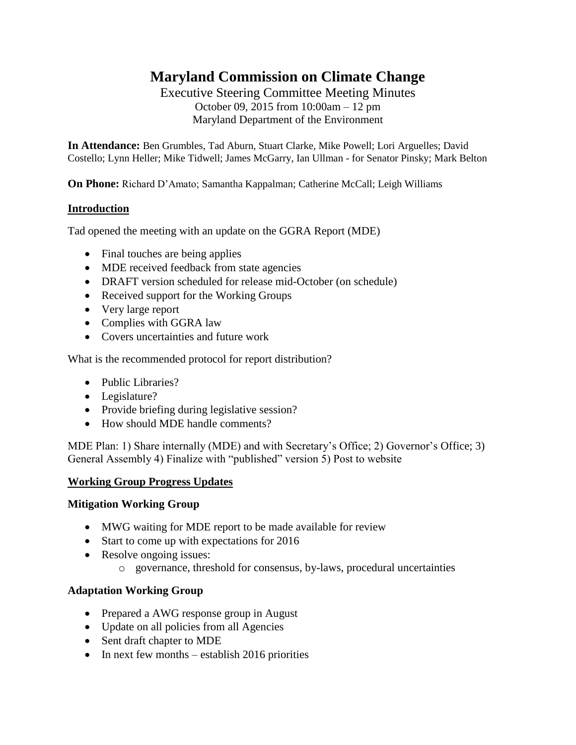# Maryland Commission on Climate Change

Executive Steering Committee Meeting Minutes
October 09, 2015 from 10:00am – 12 pm
Maryland Department of the Environment

**In Attendance:** Ben Grumbles, Tad Aburn, Stuart Clarke, Mike Powell; Lori Arguelles; David Costello; Lynn Heller; Mike Tidwell; James McGarry, Ian Ullman - for Senator Pinsky; Mark Belton

**On Phone:** Richard D'Amato; Samantha Kappalman; Catherine McCall; Leigh Williams

## Introduction

Tad opened the meeting with an update on the GGRA Report (MDE)

- Final touches are being applies
- MDE received feedback from state agencies
- DRAFT version scheduled for release mid-October (on schedule)
- Received support for the Working Groups
- Very large report
- Complies with GGRA law
- Covers uncertainties and future work

What is the recommended protocol for report distribution?

- Public Libraries?
- Legislature?
- Provide briefing during legislative session?
- How should MDE handle comments?

MDE Plan: 1) Share internally (MDE) and with Secretary's Office; 2) Governor's Office; 3) General Assembly 4) Finalize with "published" version 5) Post to website

## Working Group Progress Updates

### Mitigation Working Group

- MWG waiting for MDE report to be made available for review
- Start to come up with expectations for 2016
- Resolve ongoing issues:
  - governance, threshold for consensus, by-laws, procedural uncertainties

### Adaptation Working Group

- Prepared a AWG response group in August
- Update on all policies from all Agencies
- Sent draft chapter to MDE
- In next few months – establish 2016 priorities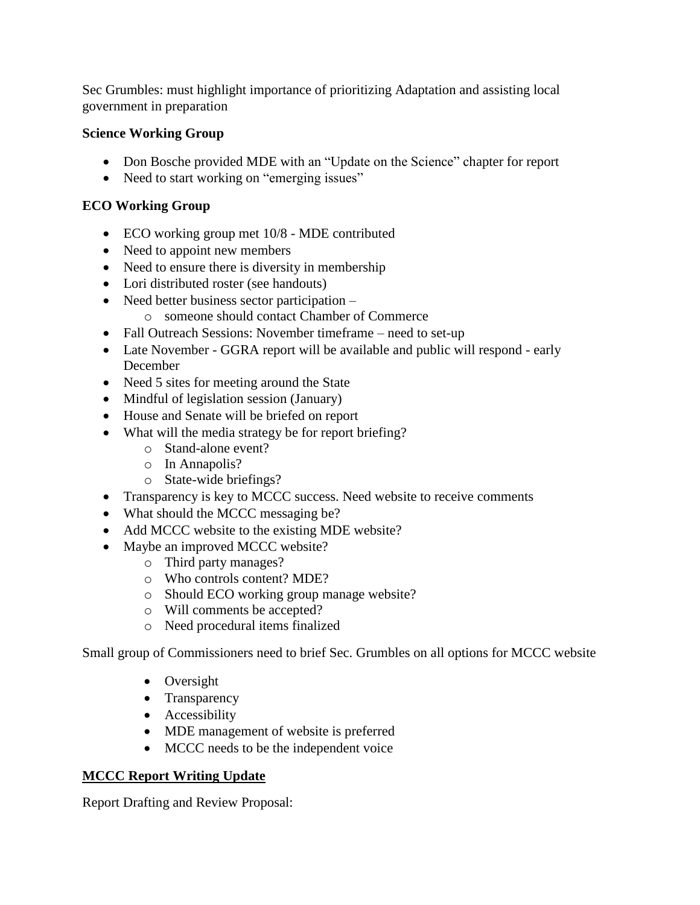Sec Grumbles: must highlight importance of prioritizing Adaptation and assisting local government in preparation

**Science Working Group**

- Don Bosche provided MDE with an "Update on the Science" chapter for report
- Need to start working on "emerging issues"

**ECO Working Group**

- ECO working group met 10/8 - MDE contributed
- Need to appoint new members
- Need to ensure there is diversity in membership
- Lori distributed roster (see handouts)
- Need better business sector participation –
    - someone should contact Chamber of Commerce
- Fall Outreach Sessions: November timeframe – need to set-up
- Late November - GGRA report will be available and public will respond - early December
- Need 5 sites for meeting around the State
- Mindful of legislation session (January)
- House and Senate will be briefed on report
- What will the media strategy be for report briefing?
    - Stand-alone event?
    - In Annapolis?
    - State-wide briefings?
- Transparency is key to MCCC success. Need website to receive comments
- What should the MCCC messaging be?
- Add MCCC website to the existing MDE website?
- Maybe an improved MCCC website?
    - Third party manages?
    - Who controls content? MDE?
    - Should ECO working group manage website?
    - Will comments be accepted?
    - Need procedural items finalized

Small group of Commissioners need to brief Sec. Grumbles on all options for MCCC website

- Oversight
- Transparency
- Accessibility
- MDE management of website is preferred
- MCCC needs to be the independent voice

**<u>MCCC Report Writing Update</u>**

Report Drafting and Review Proposal: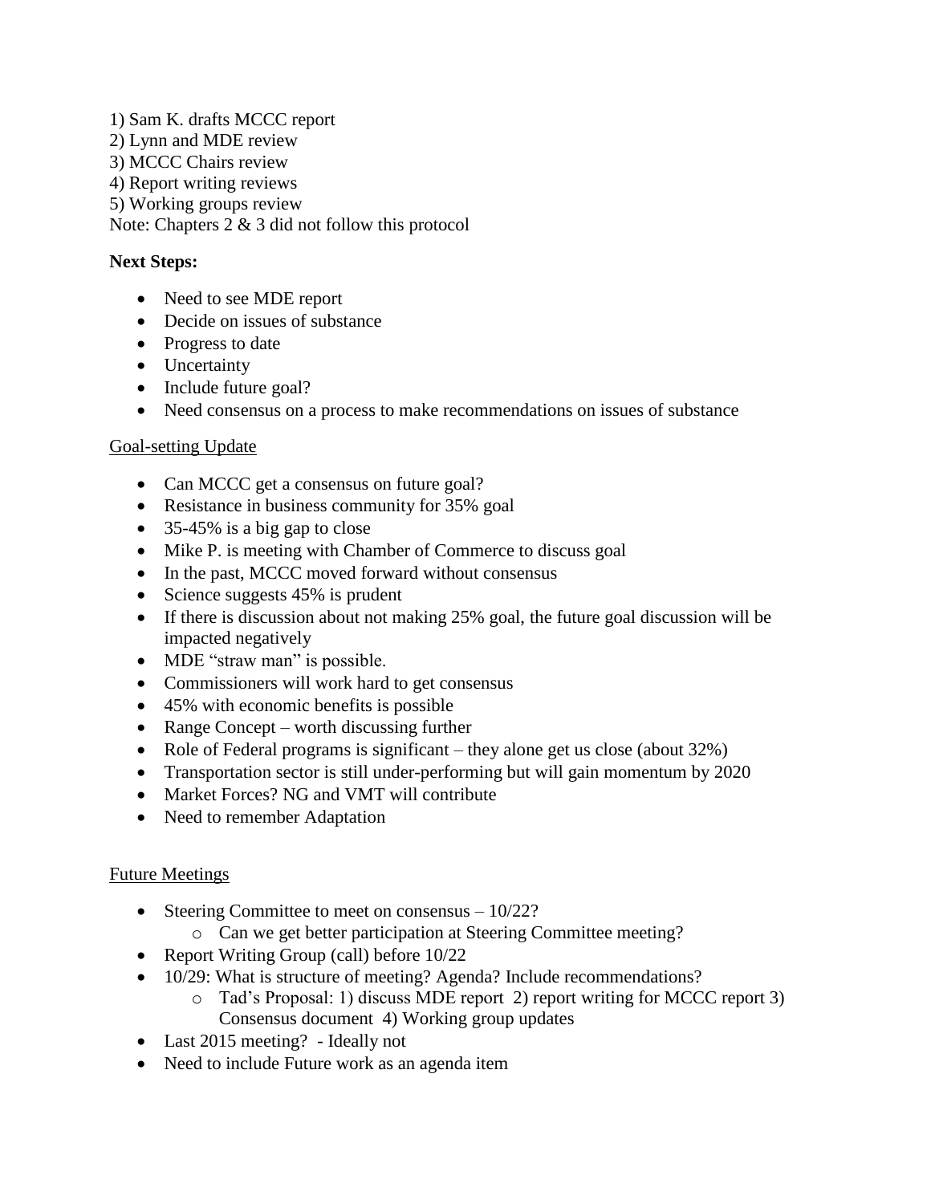1) Sam K. drafts MCCC report
2) Lynn and MDE review
3) MCCC Chairs review
4) Report writing reviews
5) Working groups review
Note: Chapters 2 & 3 did not follow this protocol

**Next Steps:**

- Need to see MDE report
- Decide on issues of substance
- Progress to date
- Uncertainty
- Include future goal?
- Need consensus on a process to make recommendations on issues of substance

<u>Goal-setting Update</u>

- Can MCCC get a consensus on future goal?
- Resistance in business community for 35% goal
- 35-45% is a big gap to close
- Mike P. is meeting with Chamber of Commerce to discuss goal
- In the past, MCCC moved forward without consensus
- Science suggests 45% is prudent
- If there is discussion about not making 25% goal, the future goal discussion will be impacted negatively
- MDE "straw man" is possible.
- Commissioners will work hard to get consensus
- 45% with economic benefits is possible
- Range Concept – worth discussing further
- Role of Federal programs is significant – they alone get us close (about 32%)
- Transportation sector is still under-performing but will gain momentum by 2020
- Market Forces? NG and VMT will contribute
- Need to remember Adaptation

<u>Future Meetings</u>

- Steering Committee to meet on consensus – 10/22?
  - Can we get better participation at Steering Committee meeting?
- Report Writing Group (call) before 10/22
- 10/29: What is structure of meeting? Agenda? Include recommendations?
  - Tad's Proposal: 1) discuss MDE report 2) report writing for MCCC report 3) Consensus document 4) Working group updates
- Last 2015 meeting? - Ideally not
- Need to include Future work as an agenda item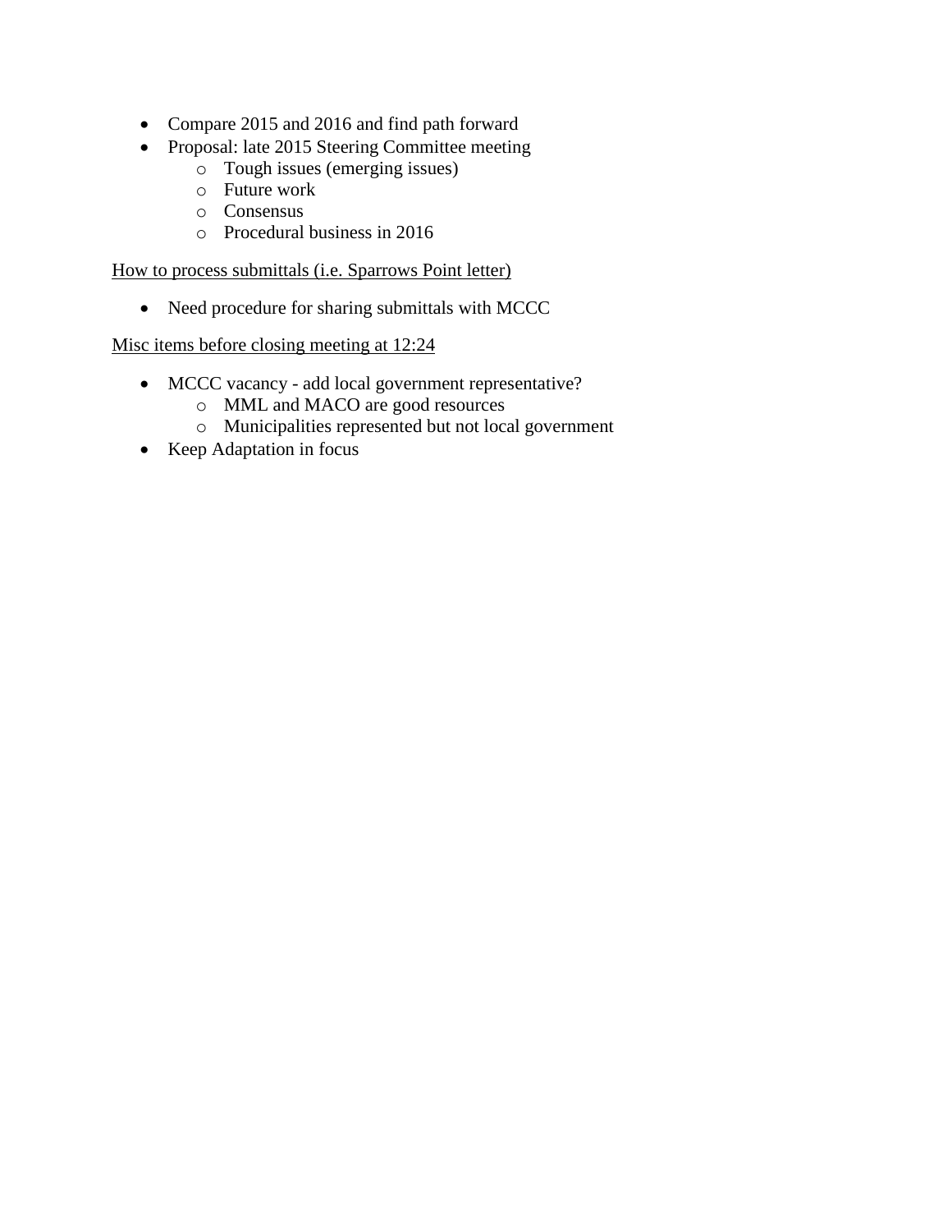- Compare 2015 and 2016 and find path forward
- Proposal: late 2015 Steering Committee meeting
    - Tough issues (emerging issues)
    - Future work
    - Consensus
    - Procedural business in 2016

<u>How to process submittals (i.e. Sparrows Point letter)</u>

- Need procedure for sharing submittals with MCCC

<u>Misc items before closing meeting at 12:24</u>

- MCCC vacancy - add local government representative?
    - MML and MACO are good resources
    - Municipalities represented but not local government
- Keep Adaptation in focus